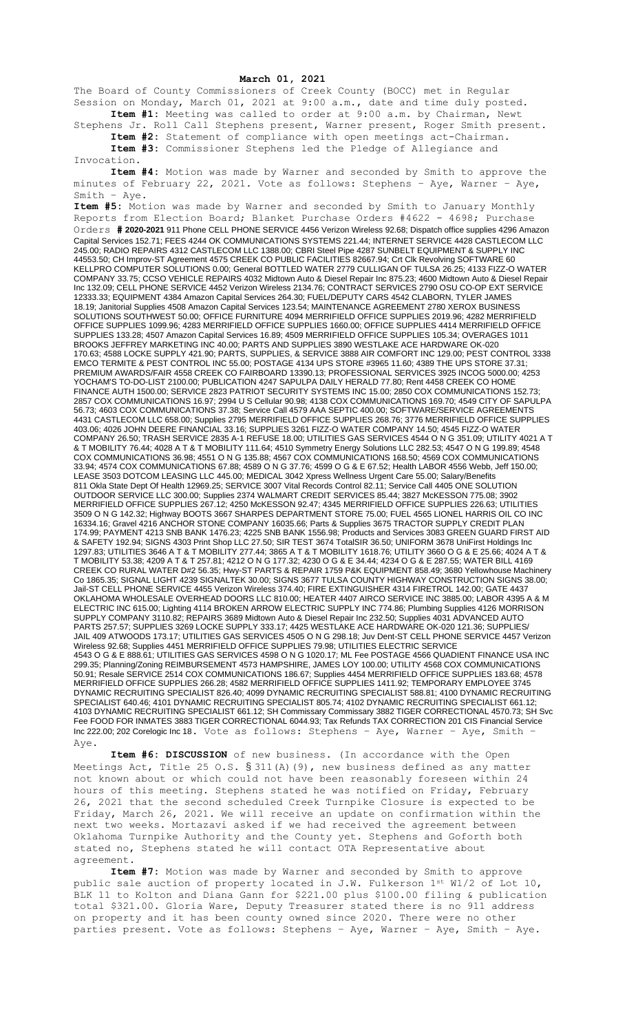**March 01, 2021**

The Board of County Commissioners of Creek County (BOCC) met in Regular Session on Monday, March 01, 2021 at 9:00 a.m., date and time duly posted.

**Item #1:** Meeting was called to order at 9:00 a.m. by Chairman, Newt Stephens Jr. Roll Call Stephens present, Warner present, Roger Smith present.

**Item #2:** Statement of compliance with open meetings act-Chairman.

**Item #3:** Commissioner Stephens led the Pledge of Allegiance and Invocation.

**Item #4:** Motion was made by Warner and seconded by Smith to approve the minutes of February 22, 2021. Vote as follows: Stephens – Aye, Warner – Aye, Smith – Aye.

**Item #5:** Motion was made by Warner and seconded by Smith to January Monthly Reports from Election Board; Blanket Purchase Orders #4622 - 4698; Purchase Orders **# 2020-2021** 911 Phone CELL PHONE SERVICE 4456 Verizon Wireless 92.68; Dispatch office supplies 4296 Amazon Capital Services 152.71; FEES 4244 OK COMMUNICATIONS SYSTEMS 221.44; INTERNET SERVICE 4428 CASTLECOM LLC 245.00; RADIO REPAIRS 4312 CASTLECOM LLC 1388.00; CBRI Steel Pipe 4287 SUNBELT EQUIPMENT & SUPPLY INC 44553.50; CH Improv-ST Agreement 4575 CREEK CO PUBLIC FACILITIES 82667.94; Crt Clk Revolving SOFTWARE 60 KELLPRO COMPUTER SOLUTIONS 0.00; General BOTTLED WATER 2779 CULLIGAN OF TULSA 26.25; 4133 FIZZ-O WATER COMPANY 33.75; CCSO VEHICLE REPAIRS 4032 Midtown Auto & Diesel Repair Inc 875.23; 4600 Midtown Auto & Diesel Repair Inc 132.09; CELL PHONE SERVICE 4452 Verizon Wireless 2134.76; CONTRACT SERVICES 2790 OSU CO-OP EXT SERVICE 12333.33; EQUIPMENT 4384 Amazon Capital Services 264.30; FUEL/DEPUTY CARS 4542 CLABORN, TYLER JAMES 18.19; Janitorial Supplies 4508 Amazon Capital Services 123.54; MAINTENANCE AGREEMENT 2780 XEROX BUSINESS SOLUTIONS SOUTHWEST 50.00; OFFICE FURNITURE 4094 MERRIFIELD OFFICE SUPPLIES 2019.96; 4282 MERRIFIELD OFFICE SUPPLIES 1099.96; 4283 MERRIFIELD OFFICE SUPPLIES 1660.00; OFFICE SUPPLIES 4414 MERRIFIELD OFFICE SUPPLIES 133.28; 4507 Amazon Capital Services 16.89; 4509 MERRIFIELD OFFICE SUPPLIES 105.34; OVERAGES 1011 BROOKS JEFFREY MARKETING INC 40.00; PARTS AND SUPPLIES 3890 WESTLAKE ACE HARDWARE OK-020 170.63; 4588 LOCKE SUPPLY 421.90; PARTS, SUPPLIES, & SERVICE 3888 AIR COMFORT INC 129.00; PEST CONTROL 3338 EMCO TERMITE & PEST CONTROL INC 55.00; POSTAGE 4134 UPS STORE #3965 11.60; 4389 THE UPS STORE 37.31; PREMIUM AWARDS/FAIR 4558 CREEK CO FAIRBOARD 13390.13; PROFESSIONAL SERVICES 3925 INCOG 5000.00; 4253 YOCHAM'S TO-DO-LIST 2100.00; PUBLICATION 4247 SAPULPA DAILY HERALD 77.80; Rent 4458 CREEK CO HOME FINANCE AUTH 1500.00; SERVICE 2823 PATRIOT SECURITY SYSTEMS INC 15.00; 2850 COX COMMUNICATIONS 152.73; 2857 COX COMMUNICATIONS 16.97; 2994 U S Cellular 90.98; 4138 COX COMMUNICATIONS 169.70; 4549 CITY OF SAPULPA 56.73; 4603 COX COMMUNICATIONS 37.38; Service Call 4579 AAA SEPTIC 400.00; SOFTWARE/SERVICE AGREEMENTS 4431 CASTLECOM LLC 658.00; Supplies 2795 MERRIFIELD OFFICE SUPPLIES 268.76; 3776 MERRIFIELD OFFICE SUPPLIES 403.06; 4026 JOHN DEERE FINANCIAL 33.16; SUPPLIES 3261 FIZZ-O WATER COMPANY 14.50; 4545 FIZZ-O WATER COMPANY 26.50; TRASH SERVICE 2835 A-1 REFUSE 18.00; UTILITIES GAS SERVICES 4544 O N G 351.09; UTILITY 4021 A T & T MOBILITY 76.44; 4028 A T & T MOBILITY 111.64; 4510 Symmetry Energy Solutions LLC 282.53; 4547 O N G 199.89; 4548 COX COMMUNICATIONS 36.98; 4551 O N G 135.88; 4567 COX COMMUNICATIONS 168.50; 4569 COX COMMUNICATIONS 33.94; 4574 COX COMMUNICATIONS 67.88; 4589 O N G 37.76; 4599 O G & E 67.52; Health LABOR 4556 Webb, Jeff 150.00; LEASE 3503 DOTCOM LEASING LLC 445.00; MEDICAL 3042 Xpress Wellness Urgent Care 55.00; Salary/Benefits 811 Okla State Dept Of Health 12969.25; SERVICE 3007 Vital Records Control 82.11; Service Call 4405 ONE SOLUTION OUTDOOR SERVICE LLC 300.00; Supplies 2374 WALMART CREDIT SERVICES 85.44; 3827 McKESSON 775.08; 3902 MERRIFIELD OFFICE SUPPLIES 267.12; 4250 McKESSON 92.47; 4345 MERRIFIELD OFFICE SUPPLIES 226.63; UTILITIES 3509 O N G 142.32; Highway BOOTS 3667 SHARPES DEPARTMENT STORE 75.00; FUEL 4565 LIONEL HARRIS OIL CO INC 16334.16; Gravel 4216 ANCHOR STONE COMPANY 16035.66; Parts & Supplies 3675 TRACTOR SUPPLY CREDIT PLAN 174.99; PAYMENT 4213 SNB BANK 1476.23; 4225 SNB BANK 1556.98; Products and Services 3083 GREEN GUARD FIRST AID & SAFETY 192.94; SIGNS 4303 Print Shop LLC 27.50; SIR TEST 3674 TotalSIR 36.50; UNIFORM 3678 UniFirst Holdings Inc 1297.83; UTILITIES 3646 A T & T MOBILITY 277.44; 3865 A T & T MOBILITY 1618.76; UTILITY 3660 O G & E 25.66; 4024 A T & T MOBILITY 53.38; 4209 A T & T 257.81; 4212 O N G 177.32; 4230 O G & E 34.44; 4234 O G & E 287.55; WATER BILL 4169 CREEK CO RURAL WATER D#2 56.35; Hwy-ST PARTS & REPAIR 1759 P&K EQUIPMENT 858.49; 3680 Yellowhouse Machinery Co 1865.35; SIGNAL LIGHT 4239 SIGNALTEK 30.00; SIGNS 3677 TULSA COUNTY HIGHWAY CONSTRUCTION SIGNS 38.00; Jail-ST CELL PHONE SERVICE 4455 Verizon Wireless 374.40; FIRE EXTINGUISHER 4314 FIRETROL 142.00; GATE 4437 OKLAHOMA WHOLESALE OVERHEAD DOORS LLC 810.00; HEATER 4407 AIRCO SERVICE INC 3885.00; LABOR 4395 A & M ELECTRIC INC 615.00; Lighting 4114 BROKEN ARROW ELECTRIC SUPPLY INC 774.86; Plumbing Supplies 4126 MORRISON SUPPLY COMPANY 3110.82; REPAIRS 3689 Midtown Auto & Diesel Repair Inc 232.50; Supplies 4031 ADVANCED AUTO PARTS 257.57; SUPPLIES 3269 LOCKE SUPPLY 333.17; 4425 WESTLAKE ACE HARDWARE OK-020 121.36; SUPPLIES/ JAIL 409 ATWOODS 173.17; UTILITIES GAS SERVICES 4505 O N G 298.18; Juv Dent-ST CELL PHONE SERVICE 4457 Verizon Wireless 92.68; Supplies 4451 MERRIFIELD OFFICE SUPPLIES 79.98; UTILITIES ELECTRIC SERVICE 4543 O G & E 888.61; UTILITIES GAS SERVICES 4598 O N G 1020.17; ML Fee POSTAGE 4566 QUADIENT FINANCE USA INC 299.35; Planning/Zoning REIMBURSEMENT 4573 HAMPSHIRE, JAMES LOY 100.00; UTILITY 4568 COX COMMUNICATIONS 50.91; Resale SERVICE 2514 COX COMMUNICATIONS 186.67; Supplies 4454 MERRIFIELD OFFICE SUPPLIES 183.68; 4578 MERRIFIELD OFFICE SUPPLIES 266.28; 4582 MERRIFIELD OFFICE SUPPLIES 1411.92; TEMPORARY EMPLOYEE 3745 DYNAMIC RECRUITING SPECIALIST 826.40; 4099 DYNAMIC RECRUITING SPECIALIST 588.81; 4100 DYNAMIC RECRUITING SPECIALIST 640.46; 4101 DYNAMIC RECRUITING SPECIALIST 805.74; 4102 DYNAMIC RECRUITING SPECIALIST 661.12; 4103 DYNAMIC RECRUITING SPECIALIST 661.12; SH Commissary Commissary 3882 TIGER CORRECTIONAL 4570.73; SH Svc Fee FOOD FOR INMATES 3883 TIGER CORRECTIONAL 6044.93; Tax Refunds TAX CORRECTION 201 CIS Financial Service Inc 222.00; 202 Corelogic Inc 18. Vote as follows: Stephens – Aye, Warner – Aye, Smith – Aye.

**Item #6: DISCUSSION** of new business. (In accordance with the Open Meetings Act, Title 25 O.S. § 311(A)(9), new business defined as any matter not known about or which could not have been reasonably foreseen within 24 hours of this meeting. Stephens stated he was notified on Friday, February 26, 2021 that the second scheduled Creek Turnpike Closure is expected to be Friday, March 26, 2021. We will receive an update on confirmation within the next two weeks. Mortazavi asked if we had received the agreement between Oklahoma Turnpike Authority and the County yet. Stephens and Goforth both stated no, Stephens stated he will contact OTA Representative about agreement.

**Item #7:** Motion was made by Warner and seconded by Smith to approve public sale auction of property located in J.W. Fulkerson 1st W1/2 of Lot 10, BLK 11 to Kolton and Diana Gann for $221.00 plus $100.00 filing & publication total $321.00. Gloria Ware, Deputy Treasurer stated there is no 911 address on property and it has been county owned since 2020. There were no other parties present. Vote as follows: Stephens – Aye, Warner – Aye, Smith – Aye.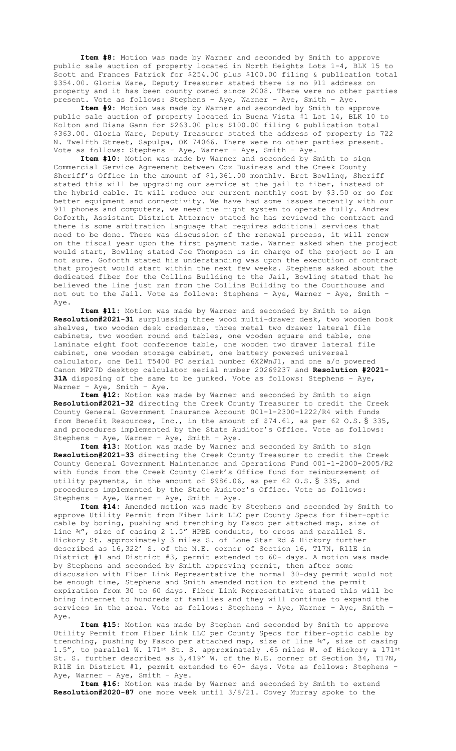**Item #8:** Motion was made by Warner and seconded by Smith to approve public sale auction of property located in North Heights Lots 1-4, BLK 15 to Scott and Frances Patrick for $254.00 plus $100.00 filing & publication total $354.00. Gloria Ware, Deputy Treasurer stated there is no 911 address on property and it has been county owned since 2008. There were no other parties present. Vote as follows: Stephens – Aye, Warner – Aye, Smith – Aye.

**Item #9:** Motion was made by Warner and seconded by Smith to approve public sale auction of property located in Buena Vista #1 Lot 14, BLK 10 to Kolton and Diana Gann for $263.00 plus $100.00 filing & publication total $363.00. Gloria Ware, Deputy Treasurer stated the address of property is 722 N. Twelfth Street, Sapulpa, OK 74066. There were no other parties present. Vote as follows: Stephens – Aye, Warner – Aye, Smith – Aye.

**Item #10:** Motion was made by Warner and seconded by Smith to sign Commercial Service Agreement between Cox Business and the Creek County Sheriff's Office in the amount of $1,361.00 monthly. Bret Bowling, Sheriff stated this will be upgrading our service at the jail to fiber, instead of the hybrid cable. It will reduce our current monthly cost by $3.50 or so for better equipment and connectivity. We have had some issues recently with our 911 phones and computers, we need the right system to operate fully. Andrew Goforth, Assistant District Attorney stated he has reviewed the contract and there is some arbitration language that requires additional services that need to be done. There was discussion of the renewal process, it will renew on the fiscal year upon the first payment made. Warner asked when the project would start, Bowling stated Joe Thompson is in charge of the project so I am not sure. Goforth stated his understanding was upon the execution of contract that project would start within the next few weeks. Stephens asked about the dedicated fiber for the Collins Building to the Jail, Bowling stated that he believed the line just ran from the Collins Building to the Courthouse and not out to the Jail. Vote as follows: Stephens – Aye, Warner – Aye, Smith – Aye.

**Item #11:** Motion was made by Warner and seconded by Smith to sign **Resolution#2021-31** surplussing three wood multi-drawer desk, two wooden book shelves, two wooden desk credenzas, three metal two drawer lateral file cabinets, two wooden round end tables, one wooden square end table, one laminate eight foot conference table, one wooden two drawer lateral file cabinet, one wooden storage cabinet, one battery powered universal calculator, one Dell T5400 PC serial number 6X2WnJ1, and one a/c powered Canon MP27D desktop calculator serial number 20269237 and **Resolution #2021-31A** disposing of the same to be junked. Vote as follows: Stephens – Aye, Warner – Aye, Smith – Aye.

**Item #12:** Motion was made by Warner and seconded by Smith to sign **Resolution#2021-32** directing the Creek County Treasurer to credit the Creek County General Government Insurance Account 001-1-2300-1222/R4 with funds from Benefit Resources, Inc., in the amount of $74.61, as per 62 O.S. § 335, and procedures implemented by the State Auditor's Office. Vote as follows: Stephens – Aye, Warner – Aye, Smith – Aye.

**Item #13:** Motion was made by Warner and seconded by Smith to sign **Resolution#2021-33** directing the Creek County Treasurer to credit the Creek County General Government Maintenance and Operations Fund 001-1-2000-2005/R2 with funds from the Creek County Clerk's Office Fund for reimbursement of utility payments, in the amount of $986.06, as per 62 O.S. § 335, and procedures implemented by the State Auditor's Office. Vote as follows: Stephens – Aye, Warner – Aye, Smith – Aye.

**Item #14:** Amended motion was made by Stephens and seconded by Smith to approve Utility Permit from Fiber Link LLC per County Specs for fiber-optic cable by boring, pushing and trenching by Fasco per attached map, size of line ¾", size of casing 2 1.5" HPBE conduits, to cross and parallel S. Hickory St. approximately 3 miles S. of Lone Star Rd & Hickory further described as 16,322' S. of the N.E. corner of Section 16, T17N, R11E in District #1 and District #3, permit extended to 60- days. A motion was made by Stephens and seconded by Smith approving permit, then after some discussion with Fiber Link Representative the normal 30-day permit would not be enough time, Stephens and Smith amended motion to extend the permit expiration from 30 to 60 days. Fiber Link Representative stated this will be bring internet to hundreds of families and they will continue to expand the services in the area. Vote as follows: Stephens – Aye, Warner – Aye, Smith – Aye.

**Item #15:** Motion was made by Stephen and seconded by Smith to approve Utility Permit from Fiber Link LLC per County Specs for fiber-optic cable by trenching, pushing by Fasco per attached map, size of line ¾", size of casing 1.5", to parallel W. 171st St. S. approximately .65 miles W. of Hickory & 171st St. S. further described as 3,419" W. of the N.E. corner of Section 34, T17N, R11E in District #1, permit extended to 60- days. Vote as follows: Stephens – Aye, Warner – Aye, Smith – Aye.

**Item #16:** Motion was made by Warner and seconded by Smith to extend **Resolution#2020-87** one more week until 3/8/21. Covey Murray spoke to the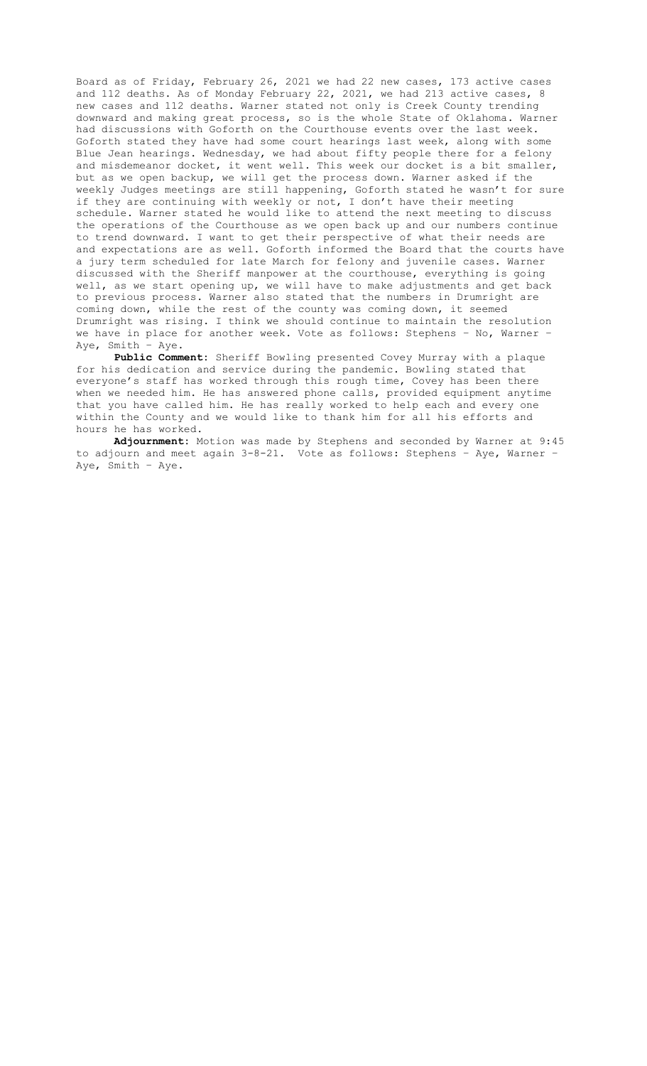Board as of Friday, February 26, 2021 we had 22 new cases, 173 active cases and 112 deaths. As of Monday February 22, 2021, we had 213 active cases, 8 new cases and 112 deaths. Warner stated not only is Creek County trending downward and making great process, so is the whole State of Oklahoma. Warner had discussions with Goforth on the Courthouse events over the last week. Goforth stated they have had some court hearings last week, along with some Blue Jean hearings. Wednesday, we had about fifty people there for a felony and misdemeanor docket, it went well. This week our docket is a bit smaller, but as we open backup, we will get the process down. Warner asked if the weekly Judges meetings are still happening, Goforth stated he wasn't for sure if they are continuing with weekly or not, I don't have their meeting schedule. Warner stated he would like to attend the next meeting to discuss the operations of the Courthouse as we open back up and our numbers continue to trend downward. I want to get their perspective of what their needs are and expectations are as well. Goforth informed the Board that the courts have a jury term scheduled for late March for felony and juvenile cases. Warner discussed with the Sheriff manpower at the courthouse, everything is going well, as we start opening up, we will have to make adjustments and get back to previous process. Warner also stated that the numbers in Drumright are coming down, while the rest of the county was coming down, it seemed Drumright was rising. I think we should continue to maintain the resolution we have in place for another week. Vote as follows: Stephens – No, Warner – Aye, Smith – Aye.

**Public Comment**: Sheriff Bowling presented Covey Murray with a plaque for his dedication and service during the pandemic. Bowling stated that everyone's staff has worked through this rough time, Covey has been there when we needed him. He has answered phone calls, provided equipment anytime that you have called him. He has really worked to help each and every one within the County and we would like to thank him for all his efforts and hours he has worked.

**Adjournment**: Motion was made by Stephens and seconded by Warner at 9:45 to adjourn and meet again 3-8-21. Vote as follows: Stephens – Aye, Warner – Aye, Smith – Aye.